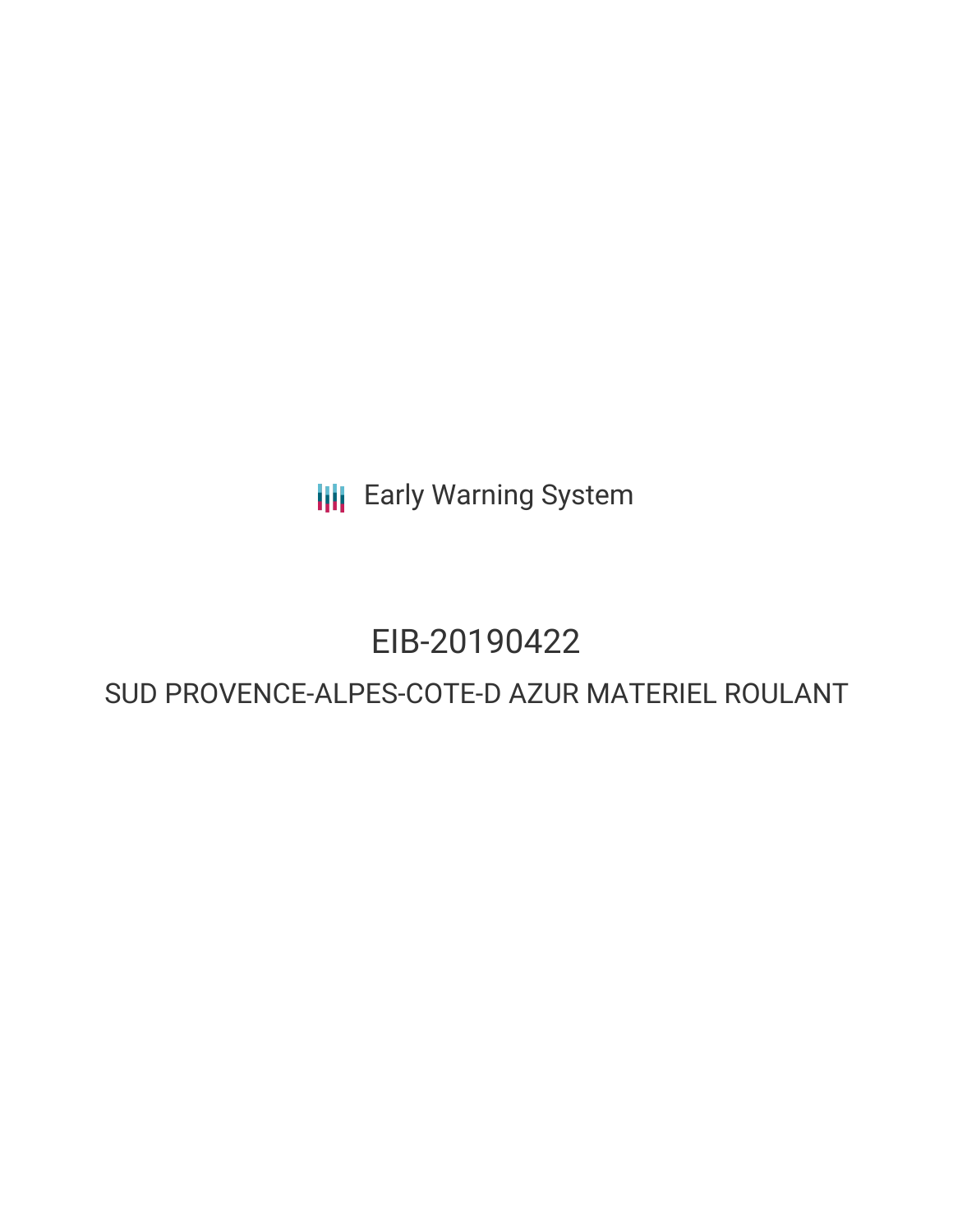Early Warning System

# EIB-20190422

## SUD PROVENCE-ALPES-COTE-D AZUR MATERIEL ROULANT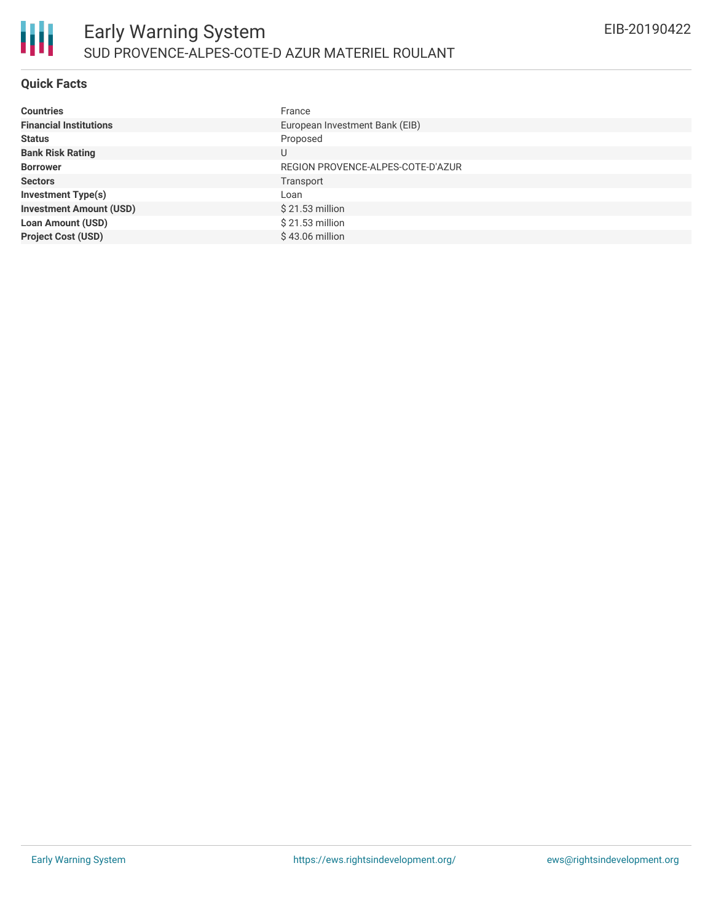# Early Warning System

## SUD PROVENCE-ALPES-COTE-D AZUR MATERIEL ROULANT

EIB-20190422

### Quick Facts

| | |
|---|---|
| **Countries** | France |
| **Financial Institutions** | European Investment Bank (EIB) |
| **Status** | Proposed |
| **Bank Risk Rating** | U |
| **Borrower** | REGION PROVENCE-ALPES-COTE-D'AZUR |
| **Sectors** | Transport |
| **Investment Type(s)** | Loan |
| **Investment Amount (USD)** | $ 21.53 million |
| **Loan Amount (USD)** | $ 21.53 million |
| **Project Cost (USD)** | $ 43.06 million |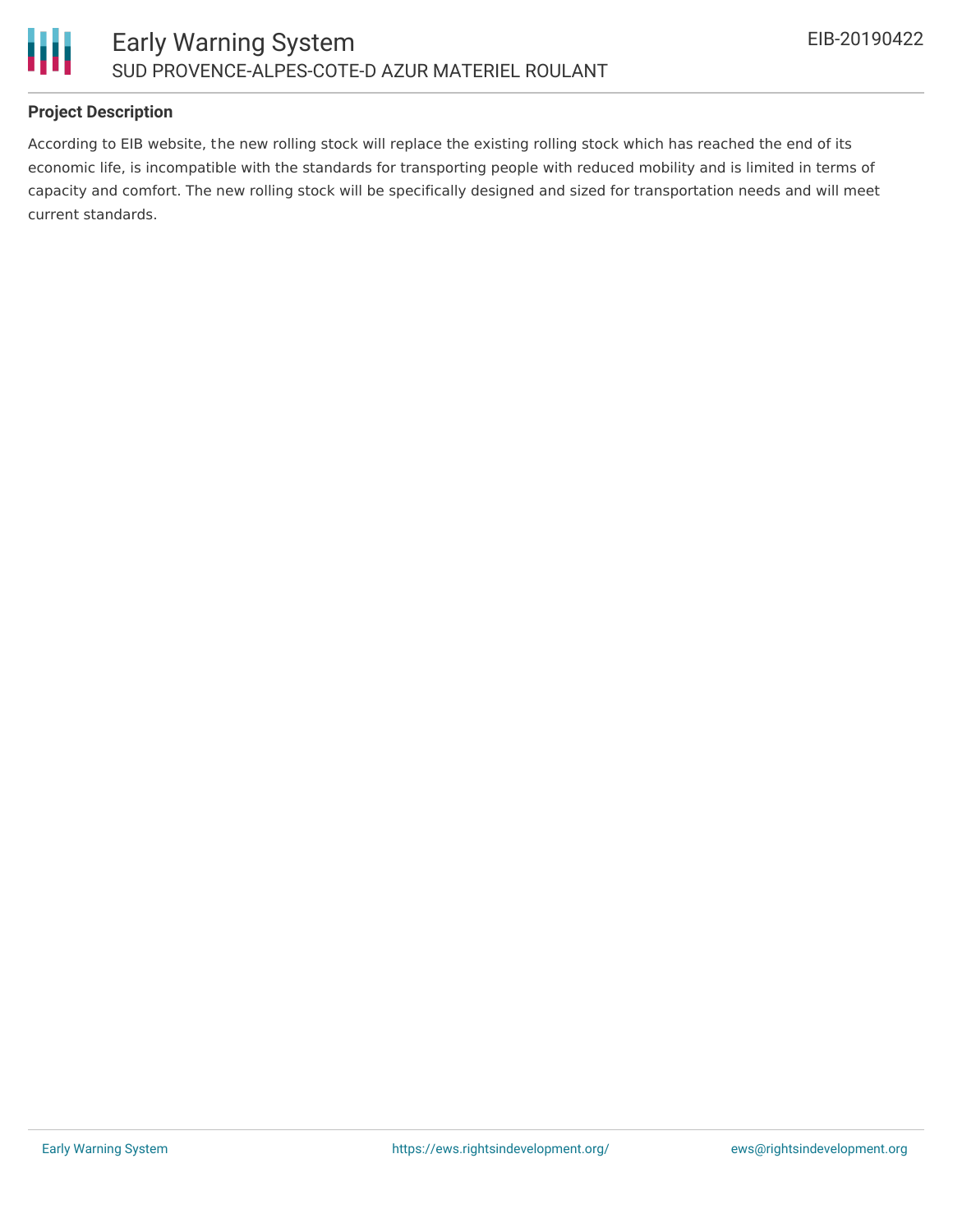## Project Description

According to EIB website, the new rolling stock will replace the existing rolling stock which has reached the end of its economic life, is incompatible with the standards for transporting people with reduced mobility and is limited in terms of capacity and comfort. The new rolling stock will be specifically designed and sized for transportation needs and will meet current standards.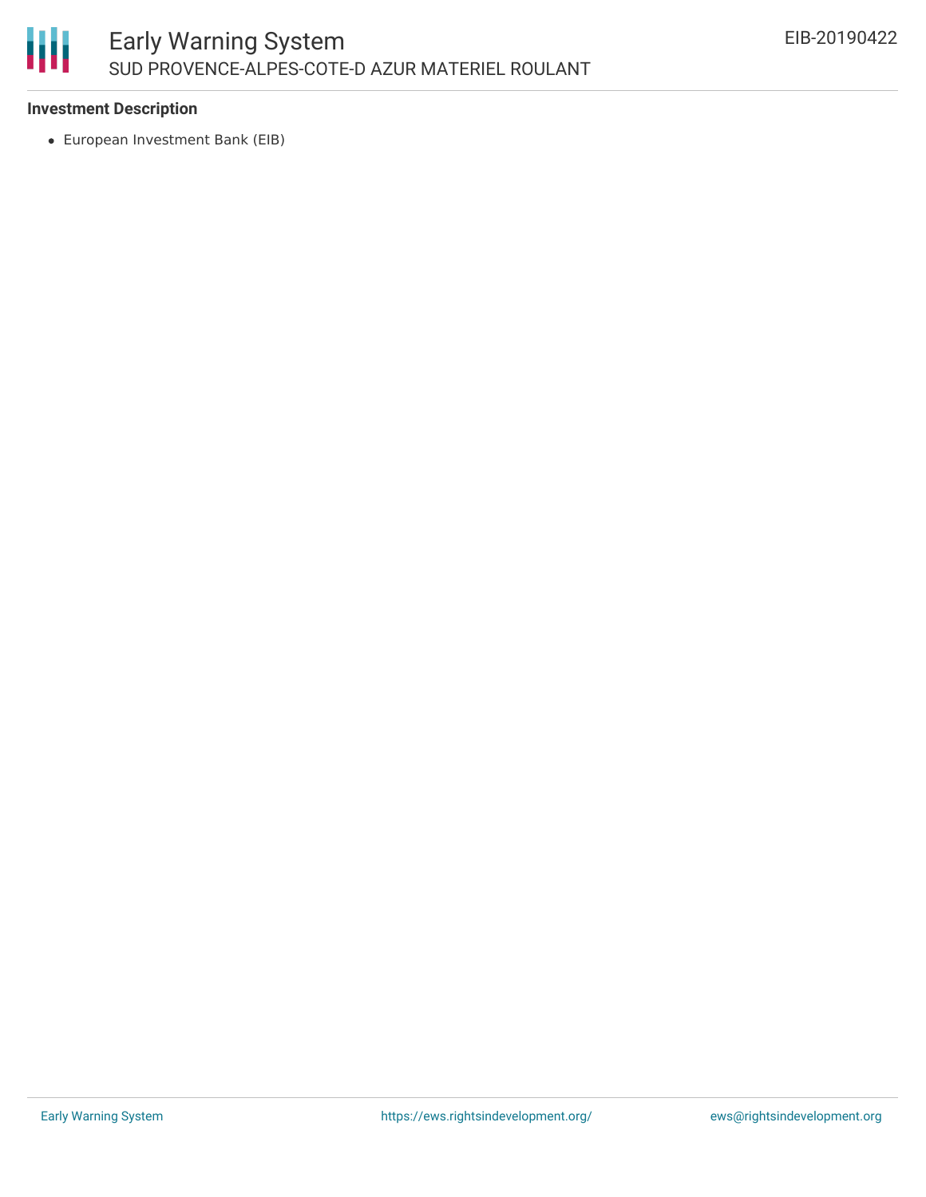**Investment Description**

- European Investment Bank (EIB)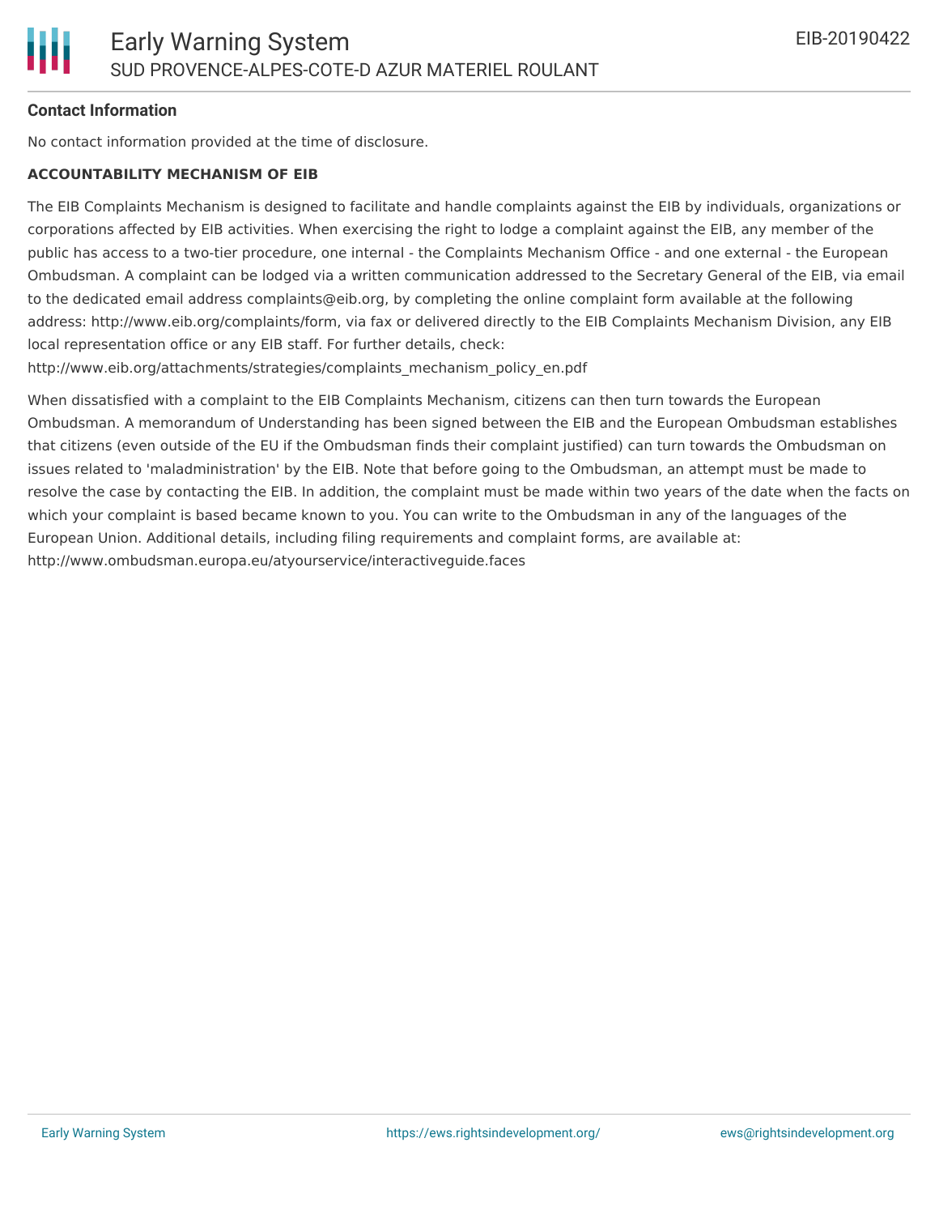**Contact Information**

No contact information provided at the time of disclosure.

**ACCOUNTABILITY MECHANISM OF EIB**

The EIB Complaints Mechanism is designed to facilitate and handle complaints against the EIB by individuals, organizations or corporations affected by EIB activities. When exercising the right to lodge a complaint against the EIB, any member of the public has access to a two-tier procedure, one internal - the Complaints Mechanism Office - and one external - the European Ombudsman. A complaint can be lodged via a written communication addressed to the Secretary General of the EIB, via email to the dedicated email address complaints@eib.org, by completing the online complaint form available at the following address: http://www.eib.org/complaints/form, via fax or delivered directly to the EIB Complaints Mechanism Division, any EIB local representation office or any EIB staff. For further details, check: http://www.eib.org/attachments/strategies/complaints_mechanism_policy_en.pdf

When dissatisfied with a complaint to the EIB Complaints Mechanism, citizens can then turn towards the European Ombudsman. A memorandum of Understanding has been signed between the EIB and the European Ombudsman establishes that citizens (even outside of the EU if the Ombudsman finds their complaint justified) can turn towards the Ombudsman on issues related to 'maladministration' by the EIB. Note that before going to the Ombudsman, an attempt must be made to resolve the case by contacting the EIB. In addition, the complaint must be made within two years of the date when the facts on which your complaint is based became known to you. You can write to the Ombudsman in any of the languages of the European Union. Additional details, including filing requirements and complaint forms, are available at: http://www.ombudsman.europa.eu/atyourservice/interactiveguide.faces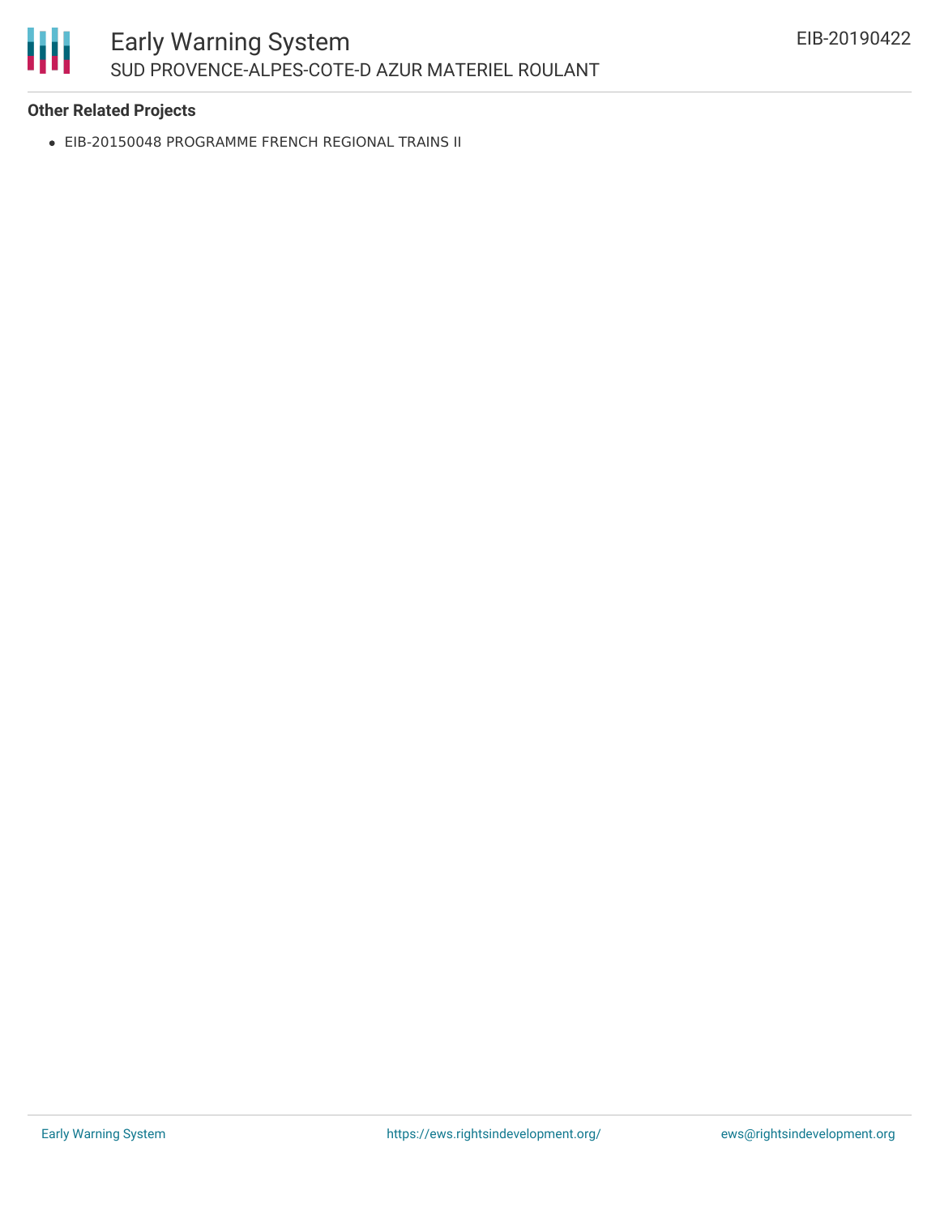**Other Related Projects**

- EIB-20150048 PROGRAMME FRENCH REGIONAL TRAINS II